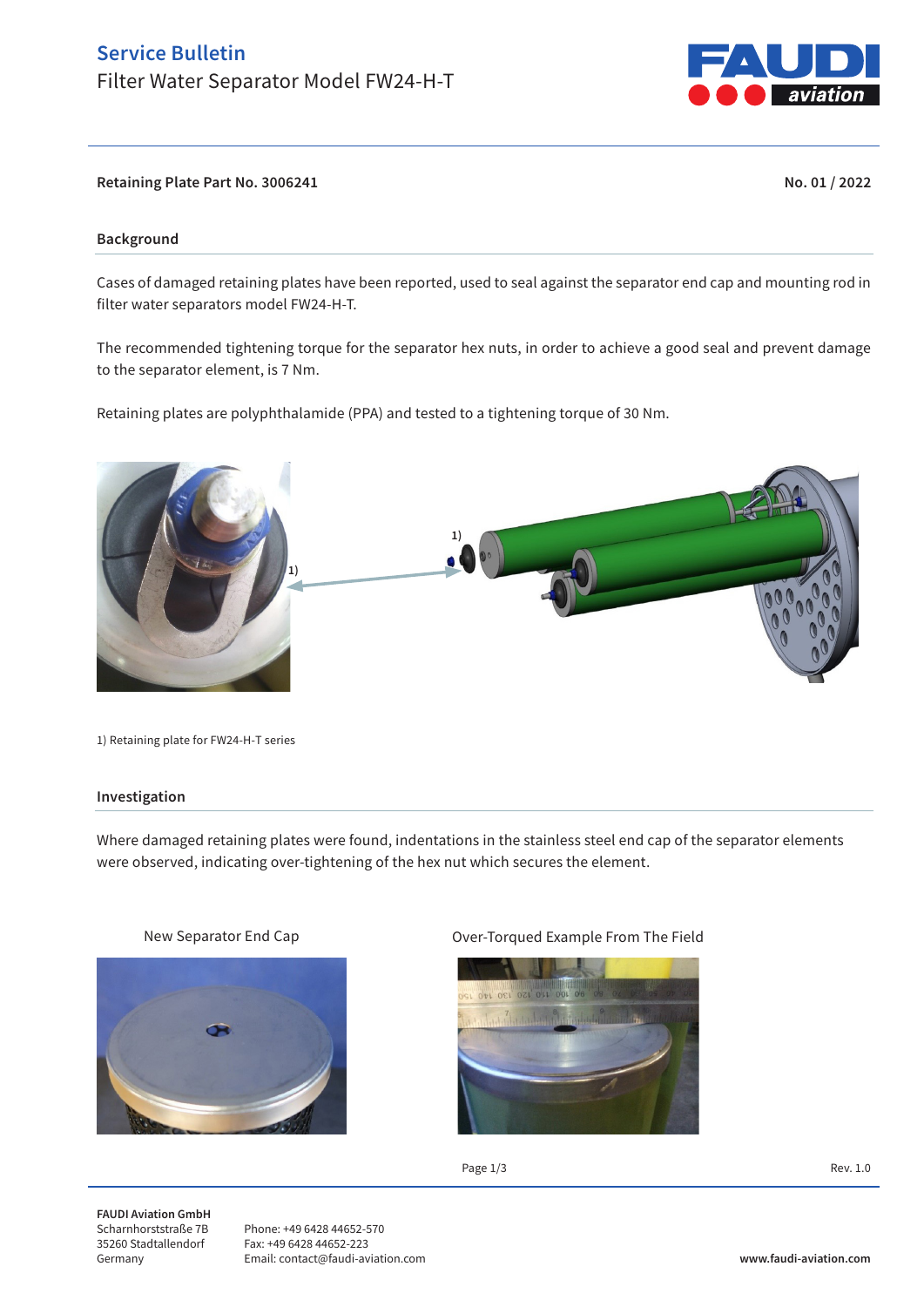# Service Bulletin

Filter Water Separator Model FW24-H-T

**Retaining Plate Part No. 3006241** **No. 01 / 2022**

## Background

Cases of damaged retaining plates have been reported, used to seal against the separator end cap and mounting rod in filter water separators model FW24-H-T.

The recommended tightening torque for the separator hex nuts, in order to achieve a good seal and prevent damage to the separator element, is 7 Nm.

Retaining plates are polyphthalamide (PPA) and tested to a tightening torque of 30 Nm.

1) Retaining plate for FW24-H-T series

## Investigation

Where damaged retaining plates were found, indentations in the stainless steel end cap of the separator elements were observed, indicating over-tightening of the hex nut which secures the element.

New Separator End Cap

Over-Torqued Example From The Field

Rev. 1.0

**FAUDI Aviation GmbH**
Scharnhorststraße 7B
35260 Stadtallendorf
Germany

Phone: +49 6428 44652-570
Fax: +49 6428 44652-223
Email: contact@faudi-aviation.com

**www.faudi-aviation.com**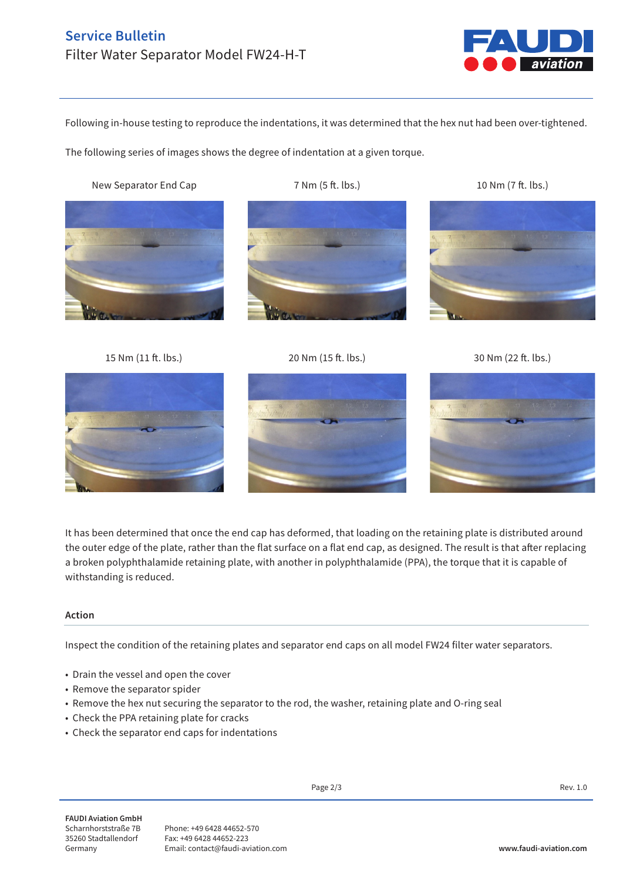Following in-house testing to reproduce the indentations, it was determined that the hex nut had been over-tightened.

The following series of images shows the degree of indentation at a given torque.

New Separator End Cap

7 Nm (5 ft. lbs.)

10 Nm (7 ft. lbs.)

15 Nm (11 ft. lbs.)

20 Nm (15 ft. lbs.)

30 Nm (22 ft. lbs.)

It has been determined that once the end cap has deformed, that loading on the retaining plate is distributed around the outer edge of the plate, rather than the flat surface on a flat end cap, as designed. The result is that after replacing a broken polyphthalamide retaining plate, with another in polyphthalamide (PPA), the torque that it is capable of withstanding is reduced.

## Action

Inspect the condition of the retaining plates and separator end caps on all model FW24 filter water separators.

- Drain the vessel and open the cover
- Remove the separator spider
- Remove the hex nut securing the separator to the rod, the washer, retaining plate and O-ring seal
- Check the PPA retaining plate for cracks
- Check the separator end caps for indentations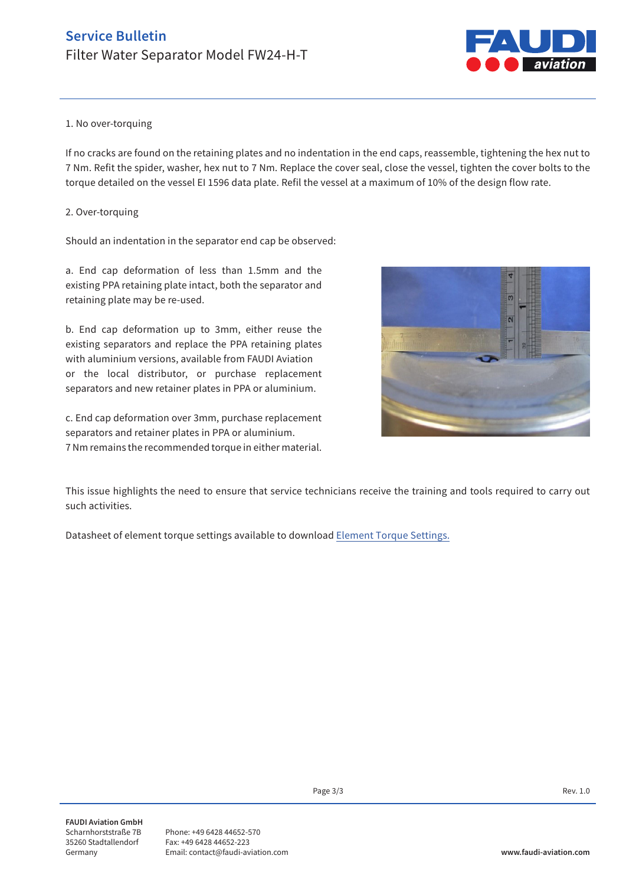1. No over-torquing

If no cracks are found on the retaining plates and no indentation in the end caps, reassemble, tightening the hex nut to 7 Nm. Refit the spider, washer, hex nut to 7 Nm. Replace the cover seal, close the vessel, tighten the cover bolts to the torque detailed on the vessel EI 1596 data plate. Refil the vessel at a maximum of 10% of the design flow rate.

2. Over-torquing

Should an indentation in the separator end cap be observed:

a. End cap deformation of less than 1.5mm and the existing PPA retaining plate intact, both the separator and retaining plate may be re-used.

b. End cap deformation up to 3mm, either reuse the existing separators and replace the PPA retaining plates with aluminium versions, available from FAUDI Aviation or the local distributor, or purchase replacement separators and new retainer plates in PPA or aluminium.

c. End cap deformation over 3mm, purchase replacement separators and retainer plates in PPA or aluminium.
7 Nm remains the recommended torque in either material.

This issue highlights the need to ensure that service technicians receive the training and tools required to carry out such activities.

Datasheet of element torque settings available to download Element Torque Settings.